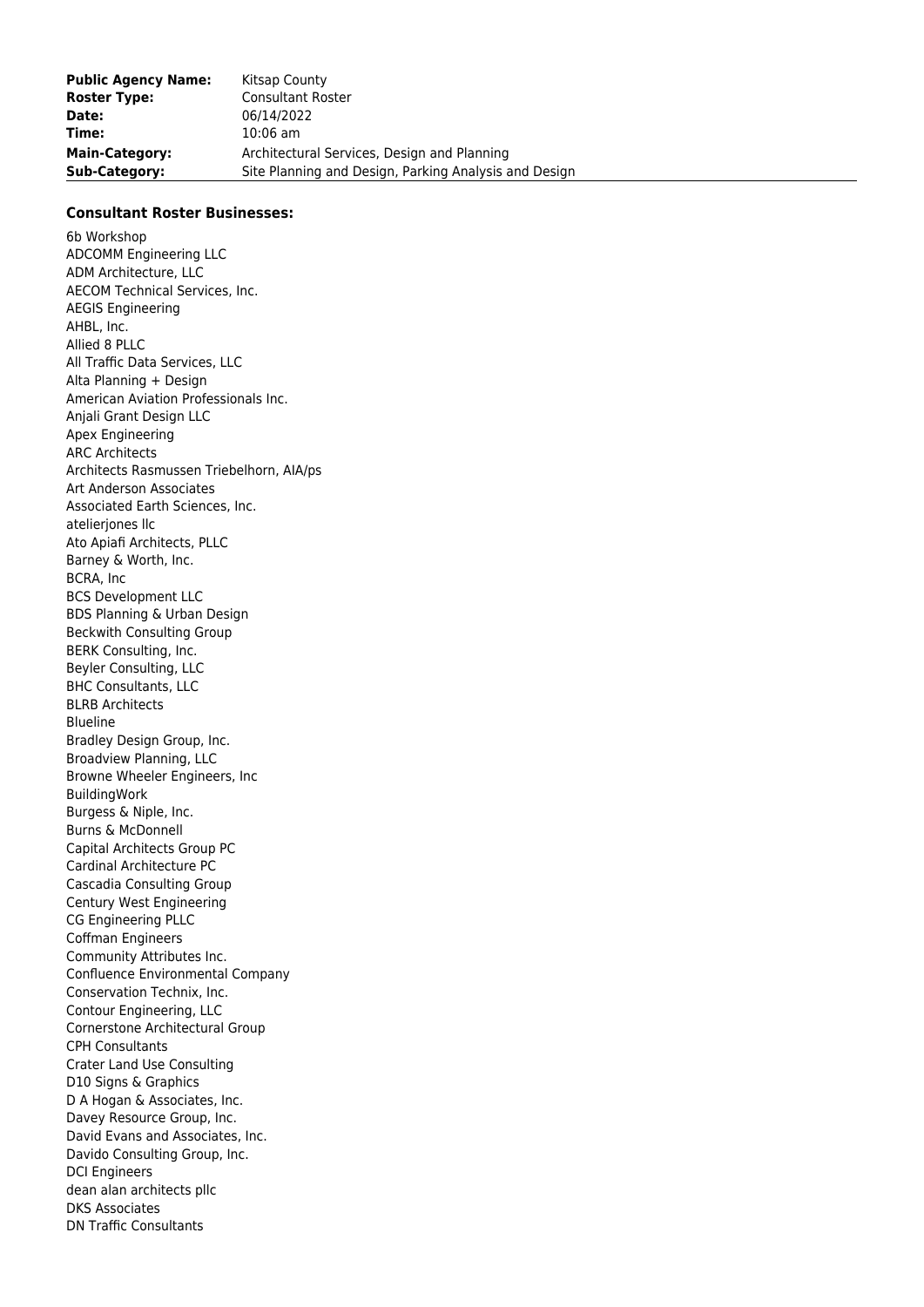| | |
|---|---|
| **Public Agency Name:** | Kitsap County |
| **Roster Type:** | Consultant Roster |
| **Date:** | 06/14/2022 |
| **Time:** | 10:06 am |
| **Main-Category:** | Architectural Services, Design and Planning |
| **Sub-Category:** | Site Planning and Design, Parking Analysis and Design |

**Consultant Roster Businesses:**

6b Workshop
ADCOMM Engineering LLC
ADM Architecture, LLC
AECOM Technical Services, Inc.
AEGIS Engineering
AHBL, Inc.
Allied 8 PLLC
All Traffic Data Services, LLC
Alta Planning + Design
American Aviation Professionals Inc.
Anjali Grant Design LLC
Apex Engineering
ARC Architects
Architects Rasmussen Triebelhorn, AIA/ps
Art Anderson Associates
Associated Earth Sciences, Inc.
atelierjones llc
Ato Apiafi Architects, PLLC
Barney & Worth, Inc.
BCRA, Inc
BCS Development LLC
BDS Planning & Urban Design
Beckwith Consulting Group
BERK Consulting, Inc.
Beyler Consulting, LLC
BHC Consultants, LLC
BLRB Architects
Blueline
Bradley Design Group, Inc.
Broadview Planning, LLC
Browne Wheeler Engineers, Inc
BuildingWork
Burgess & Niple, Inc.
Burns & McDonnell
Capital Architects Group PC
Cardinal Architecture PC
Cascadia Consulting Group
Century West Engineering
CG Engineering PLLC
Coffman Engineers
Community Attributes Inc.
Confluence Environmental Company
Conservation Technix, Inc.
Contour Engineering, LLC
Cornerstone Architectural Group
CPH Consultants
Crater Land Use Consulting
D10 Signs & Graphics
D A Hogan & Associates, Inc.
Davey Resource Group, Inc.
David Evans and Associates, Inc.
Davido Consulting Group, Inc.
DCI Engineers
dean alan architects pllc
DKS Associates
DN Traffic Consultants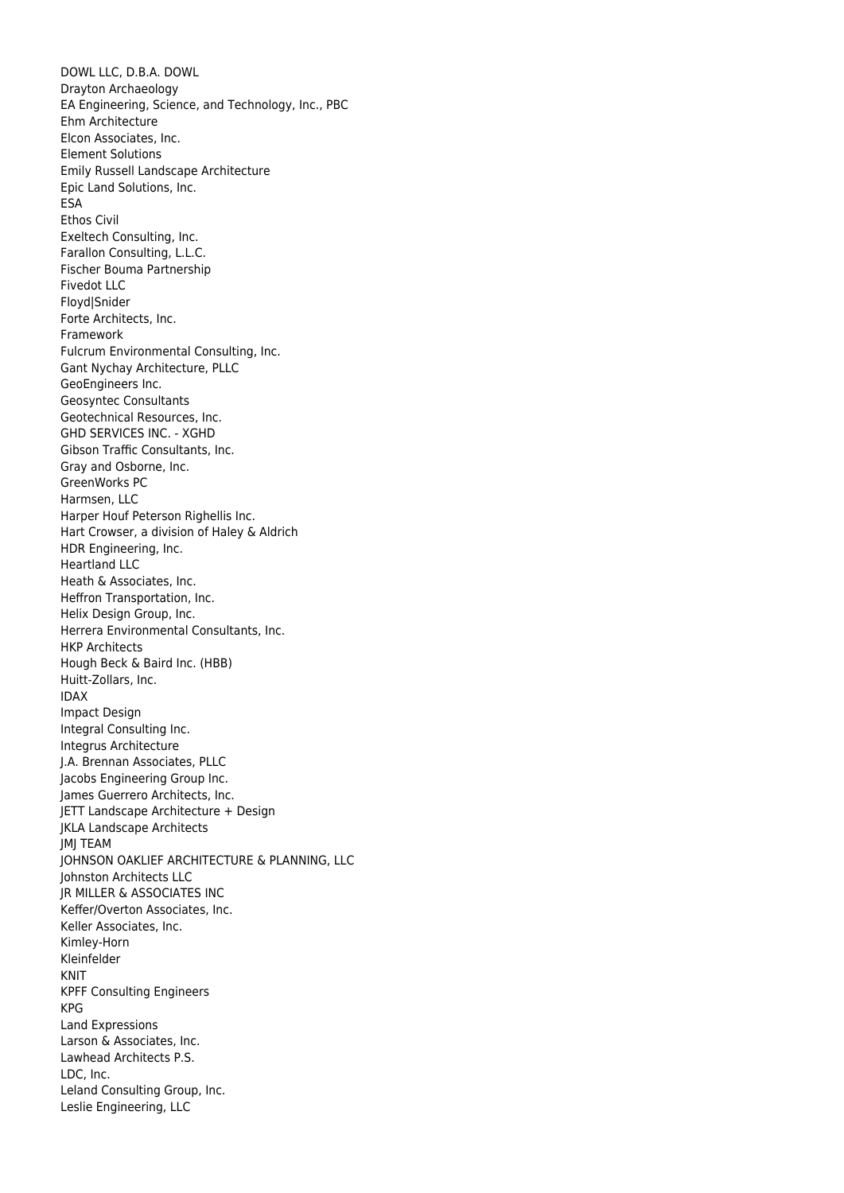DOWL LLC, D.B.A. DOWL
Drayton Archaeology
EA Engineering, Science, and Technology, Inc., PBC
Ehm Architecture
Elcon Associates, Inc.
Element Solutions
Emily Russell Landscape Architecture
Epic Land Solutions, Inc.
ESA
Ethos Civil
Exeltech Consulting, Inc.
Farallon Consulting, L.L.C.
Fischer Bouma Partnership
Fivedot LLC
Floyd|Snider
Forte Architects, Inc.
Framework
Fulcrum Environmental Consulting, Inc.
Gant Nychay Architecture, PLLC
GeoEngineers Inc.
Geosyntec Consultants
Geotechnical Resources, Inc.
GHD SERVICES INC. - XGHD
Gibson Traffic Consultants, Inc.
Gray and Osborne, Inc.
GreenWorks PC
Harmsen, LLC
Harper Houf Peterson Righellis Inc.
Hart Crowser, a division of Haley & Aldrich
HDR Engineering, Inc.
Heartland LLC
Heath & Associates, Inc.
Heffron Transportation, Inc.
Helix Design Group, Inc.
Herrera Environmental Consultants, Inc.
HKP Architects
Hough Beck & Baird Inc. (HBB)
Huitt-Zollars, Inc.
IDAX
Impact Design
Integral Consulting Inc.
Integrus Architecture
J.A. Brennan Associates, PLLC
Jacobs Engineering Group Inc.
James Guerrero Architects, Inc.
JETT Landscape Architecture + Design
JKLA Landscape Architects
JMJ TEAM
JOHNSON OAKLIEF ARCHITECTURE & PLANNING, LLC
Johnston Architects LLC
JR MILLER & ASSOCIATES INC
Keffer/Overton Associates, Inc.
Keller Associates, Inc.
Kimley-Horn
Kleinfelder
KNIT
KPFF Consulting Engineers
KPG
Land Expressions
Larson & Associates, Inc.
Lawhead Architects P.S.
LDC, Inc.
Leland Consulting Group, Inc.
Leslie Engineering, LLC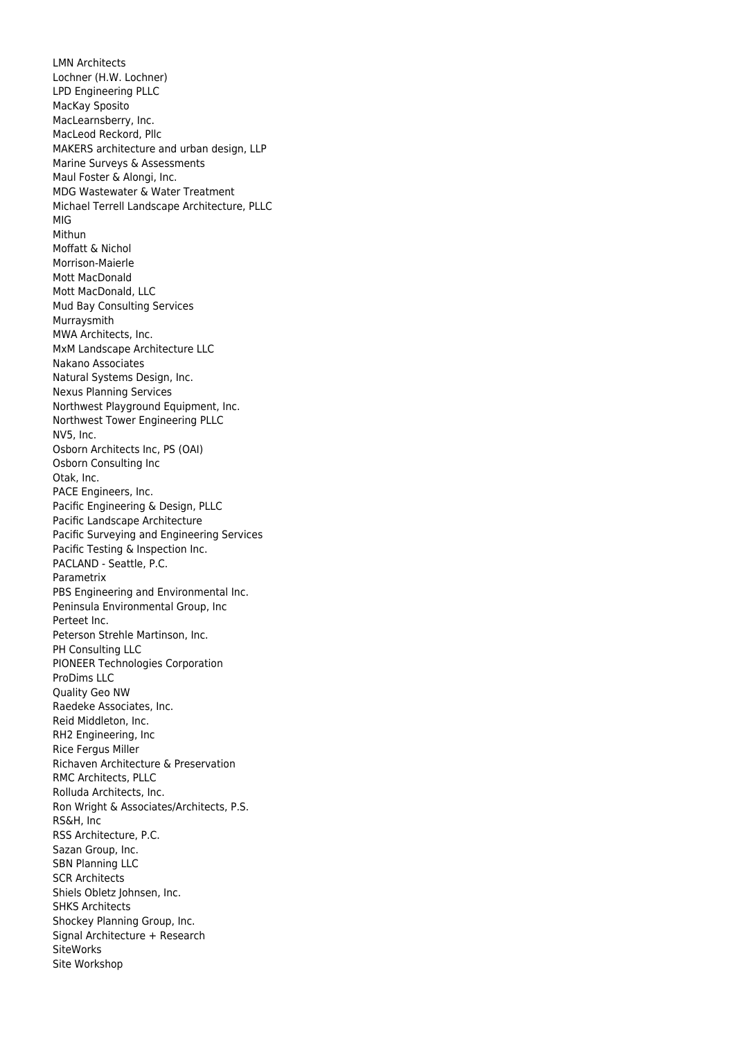LMN Architects
Lochner (H.W. Lochner)
LPD Engineering PLLC
MacKay Sposito
MacLearnsberry, Inc.
MacLeod Reckord, Pllc
MAKERS architecture and urban design, LLP
Marine Surveys & Assessments
Maul Foster & Alongi, Inc.
MDG Wastewater & Water Treatment
Michael Terrell Landscape Architecture, PLLC
MIG
Mithun
Moffatt & Nichol
Morrison-Maierle
Mott MacDonald
Mott MacDonald, LLC
Mud Bay Consulting Services
Murraysmith
MWA Architects, Inc.
MxM Landscape Architecture LLC
Nakano Associates
Natural Systems Design, Inc.
Nexus Planning Services
Northwest Playground Equipment, Inc.
Northwest Tower Engineering PLLC
NV5, Inc.
Osborn Architects Inc, PS (OAI)
Osborn Consulting Inc
Otak, Inc.
PACE Engineers, Inc.
Pacific Engineering & Design, PLLC
Pacific Landscape Architecture
Pacific Surveying and Engineering Services
Pacific Testing & Inspection Inc.
PACLAND - Seattle, P.C.
Parametrix
PBS Engineering and Environmental Inc.
Peninsula Environmental Group, Inc
Perteet Inc.
Peterson Strehle Martinson, Inc.
PH Consulting LLC
PIONEER Technologies Corporation
ProDims LLC
Quality Geo NW
Raedeke Associates, Inc.
Reid Middleton, Inc.
RH2 Engineering, Inc
Rice Fergus Miller
Richaven Architecture & Preservation
RMC Architects, PLLC
Rolluda Architects, Inc.
Ron Wright & Associates/Architects, P.S.
RS&H, Inc
RSS Architecture, P.C.
Sazan Group, Inc.
SBN Planning LLC
SCR Architects
Shiels Obletz Johnsen, Inc.
SHKS Architects
Shockey Planning Group, Inc.
Signal Architecture + Research
SiteWorks
Site Workshop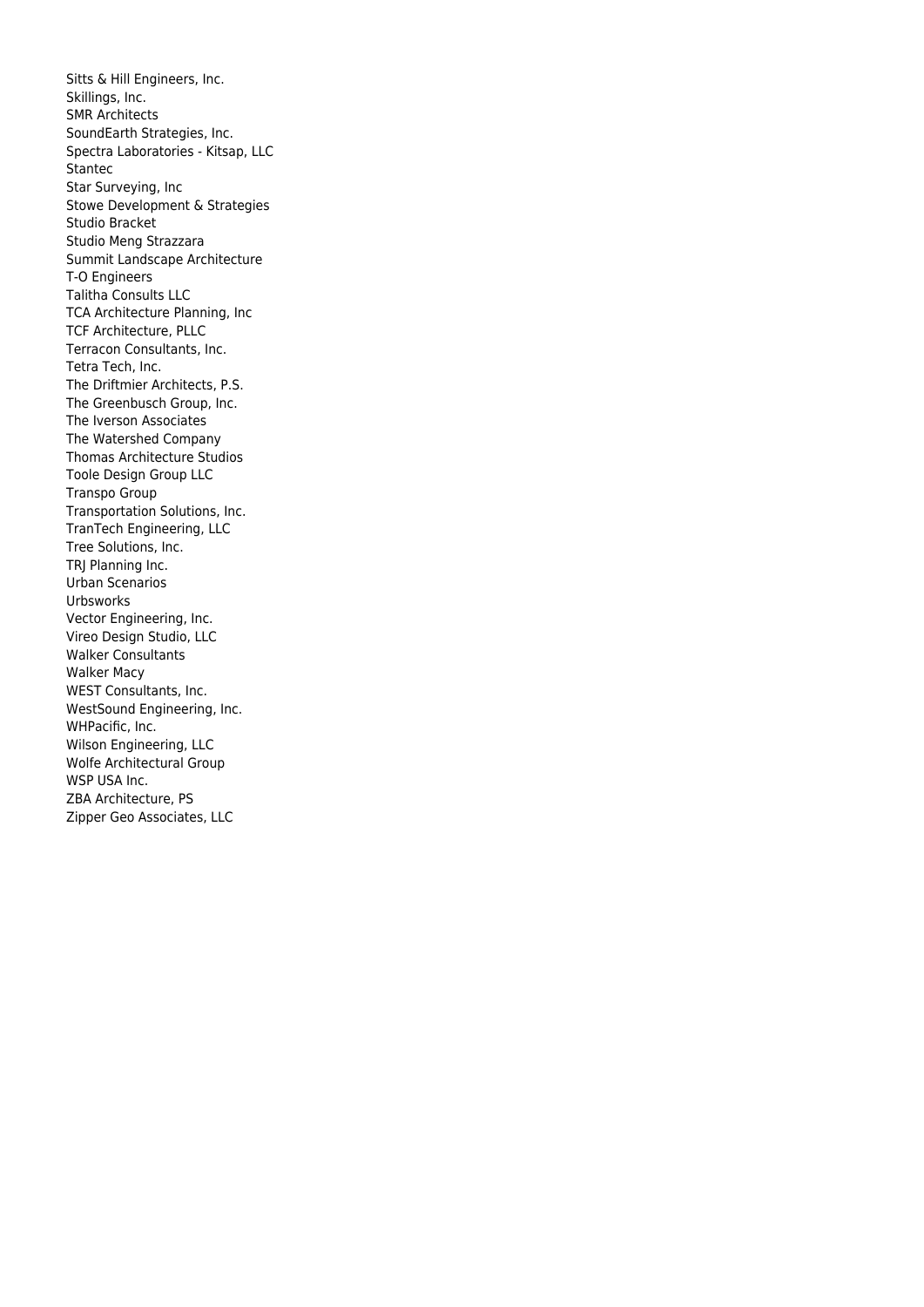Sitts & Hill Engineers, Inc.
Skillings, Inc.
SMR Architects
SoundEarth Strategies, Inc.
Spectra Laboratories - Kitsap, LLC
Stantec
Star Surveying, Inc
Stowe Development & Strategies
Studio Bracket
Studio Meng Strazzara
Summit Landscape Architecture
T-O Engineers
Talitha Consults LLC
TCA Architecture Planning, Inc
TCF Architecture, PLLC
Terracon Consultants, Inc.
Tetra Tech, Inc.
The Driftmier Architects, P.S.
The Greenbusch Group, Inc.
The Iverson Associates
The Watershed Company
Thomas Architecture Studios
Toole Design Group LLC
Transpo Group
Transportation Solutions, Inc.
TranTech Engineering, LLC
Tree Solutions, Inc.
TRJ Planning Inc.
Urban Scenarios
Urbsworks
Vector Engineering, Inc.
Vireo Design Studio, LLC
Walker Consultants
Walker Macy
WEST Consultants, Inc.
WestSound Engineering, Inc.
WHPacific, Inc.
Wilson Engineering, LLC
Wolfe Architectural Group
WSP USA Inc.
ZBA Architecture, PS
Zipper Geo Associates, LLC